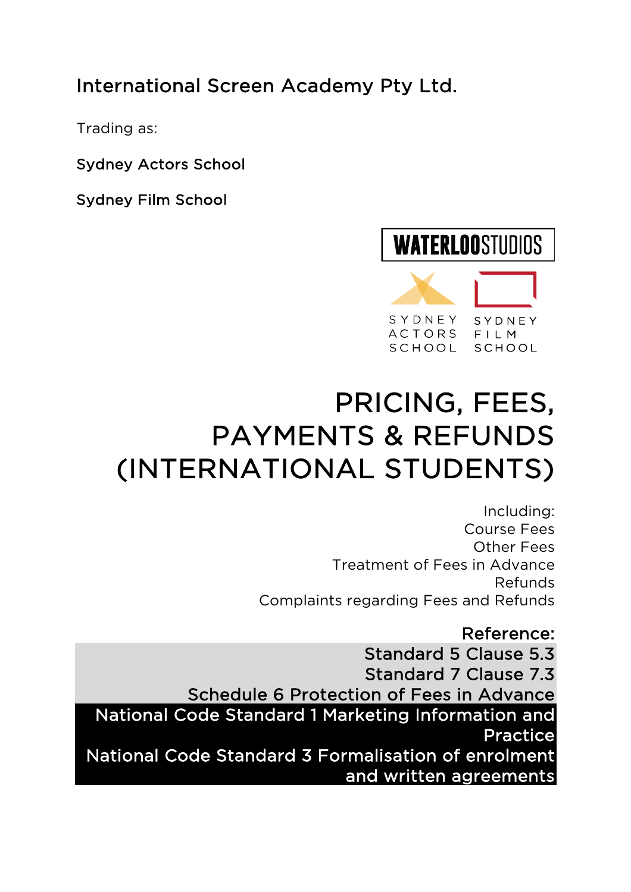International Screen Academy Pty Ltd.

Trading as:

Sydney Actors School

Sydney Film School

WATERLOOSTUDIOS

SYDNEY ACTORS SCHOOL

SYDNEY FILM SCHOOL

# PRICING, FEES, PAYMENTS & REFUNDS (INTERNATIONAL STUDENTS)

Including:
Course Fees
Other Fees
Treatment of Fees in Advance
Refunds
Complaints regarding Fees and Refunds

Reference:
Standard 5 Clause 5.3
Standard 7 Clause 7.3
Schedule 6 Protection of Fees in Advance
National Code Standard 1 Marketing Information and Practice
National Code Standard 3 Formalisation of enrolment and written agreements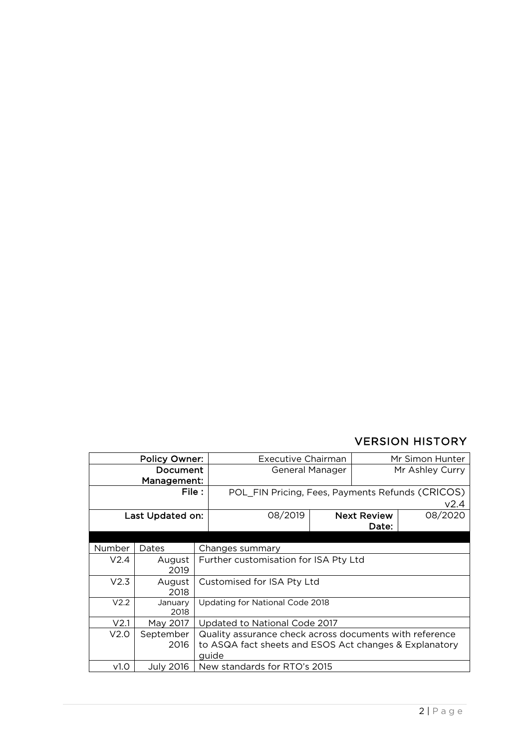## VERSION HISTORY

| Policy Owner: | Executive Chairman | Mr Simon Hunter |
|---|---|---|
| Document Management: | General Manager | Mr Ashley Curry |
| File : | POL_FIN Pricing, Fees, Payments Refunds (CRICOS) v2.4 | |
| Last Updated on: | 08/2019 | Next Review Date: 08/2020 |

| Number | Dates | Changes summary |
|---|---|---|
| V2.4 | August 2019 | Further customisation for ISA Pty Ltd |
| V2.3 | August 2018 | Customised for ISA Pty Ltd |
| V2.2 | January 2018 | Updating for National Code 2018 |
| V2.1 | May 2017 | Updated to National Code 2017 |
| V2.0 | September 2016 | Quality assurance check across documents with reference to ASQA fact sheets and ESOS Act changes & Explanatory guide |
| v1.0 | July 2016 | New standards for RTO's 2015 |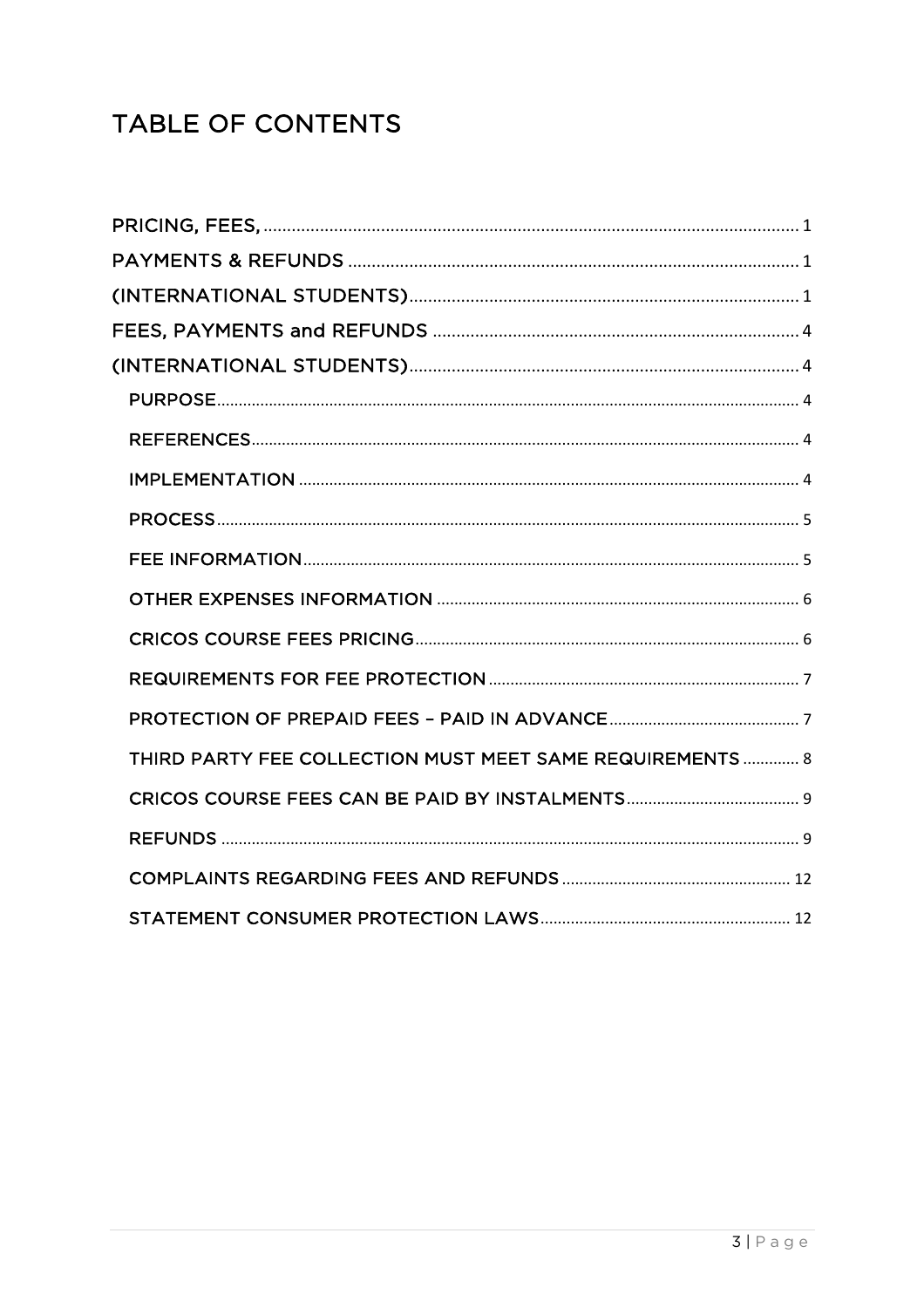# TABLE OF CONTENTS

PRICING, FEES, ..... 1

PAYMENTS & REFUNDS ..... 1

(INTERNATIONAL STUDENTS) ..... 1

FEES, PAYMENTS and REFUNDS ..... 4

(INTERNATIONAL STUDENTS) ..... 4

- PURPOSE ..... 4
- REFERENCES ..... 4
- IMPLEMENTATION ..... 4
- PROCESS ..... 5
- FEE INFORMATION ..... 5
- OTHER EXPENSES INFORMATION ..... 6
- CRICOS COURSE FEES PRICING ..... 6
- REQUIREMENTS FOR FEE PROTECTION ..... 7
- PROTECTION OF PREPAID FEES – PAID IN ADVANCE ..... 7
- THIRD PARTY FEE COLLECTION MUST MEET SAME REQUIREMENTS ..... 8
- CRICOS COURSE FEES CAN BE PAID BY INSTALMENTS ..... 9
- REFUNDS ..... 9
- COMPLAINTS REGARDING FEES AND REFUNDS ..... 12
- STATEMENT CONSUMER PROTECTION LAWS ..... 12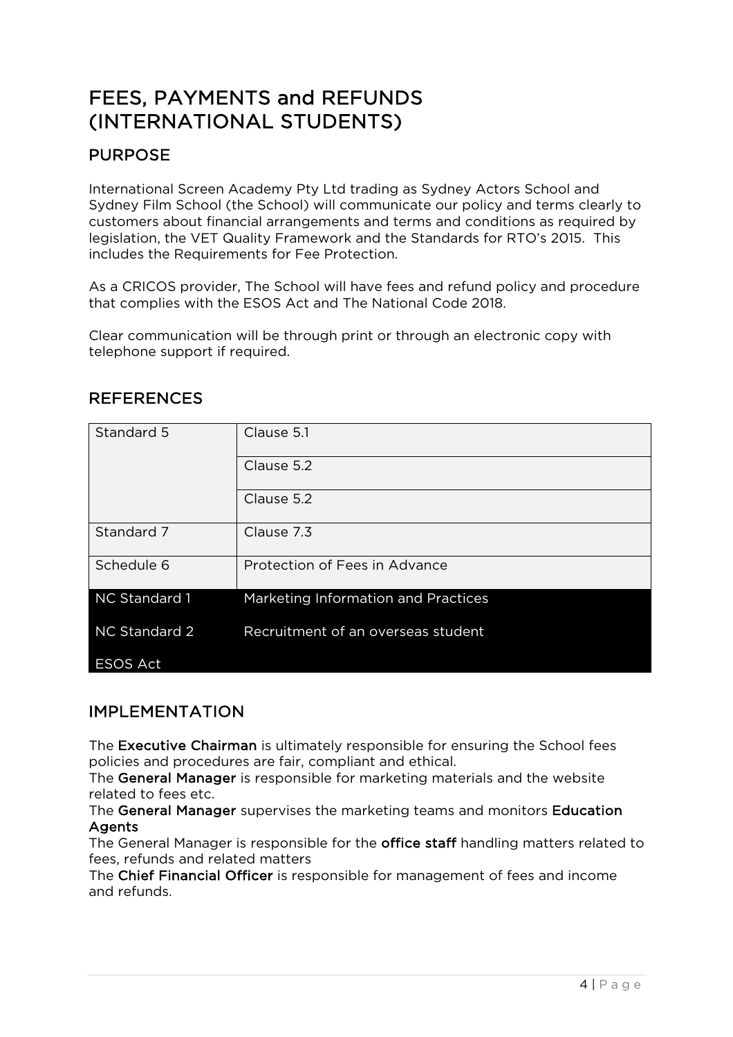# FEES, PAYMENTS and REFUNDS (INTERNATIONAL STUDENTS)

## PURPOSE

International Screen Academy Pty Ltd trading as Sydney Actors School and Sydney Film School (the School) will communicate our policy and terms clearly to customers about financial arrangements and terms and conditions as required by legislation, the VET Quality Framework and the Standards for RTO's 2015. This includes the Requirements for Fee Protection.

As a CRICOS provider, The School will have fees and refund policy and procedure that complies with the ESOS Act and The National Code 2018.

Clear communication will be through print or through an electronic copy with telephone support if required.

## REFERENCES

| | |
|---|---|
| Standard 5 | Clause 5.1 |
| | Clause 5.2 |
| | Clause 5.2 |
| Standard 7 | Clause 7.3 |
| Schedule 6 | Protection of Fees in Advance |
| NC Standard 1 | Marketing Information and Practices |
| NC Standard 2 | Recruitment of an overseas student |
| ESOS Act | |

## IMPLEMENTATION

The **Executive Chairman** is ultimately responsible for ensuring the School fees policies and procedures are fair, compliant and ethical.
The **General Manager** is responsible for marketing materials and the website related to fees etc.
The **General Manager** supervises the marketing teams and monitors **Education Agents**
The General Manager is responsible for the **office staff** handling matters related to fees, refunds and related matters
The **Chief Financial Officer** is responsible for management of fees and income and refunds.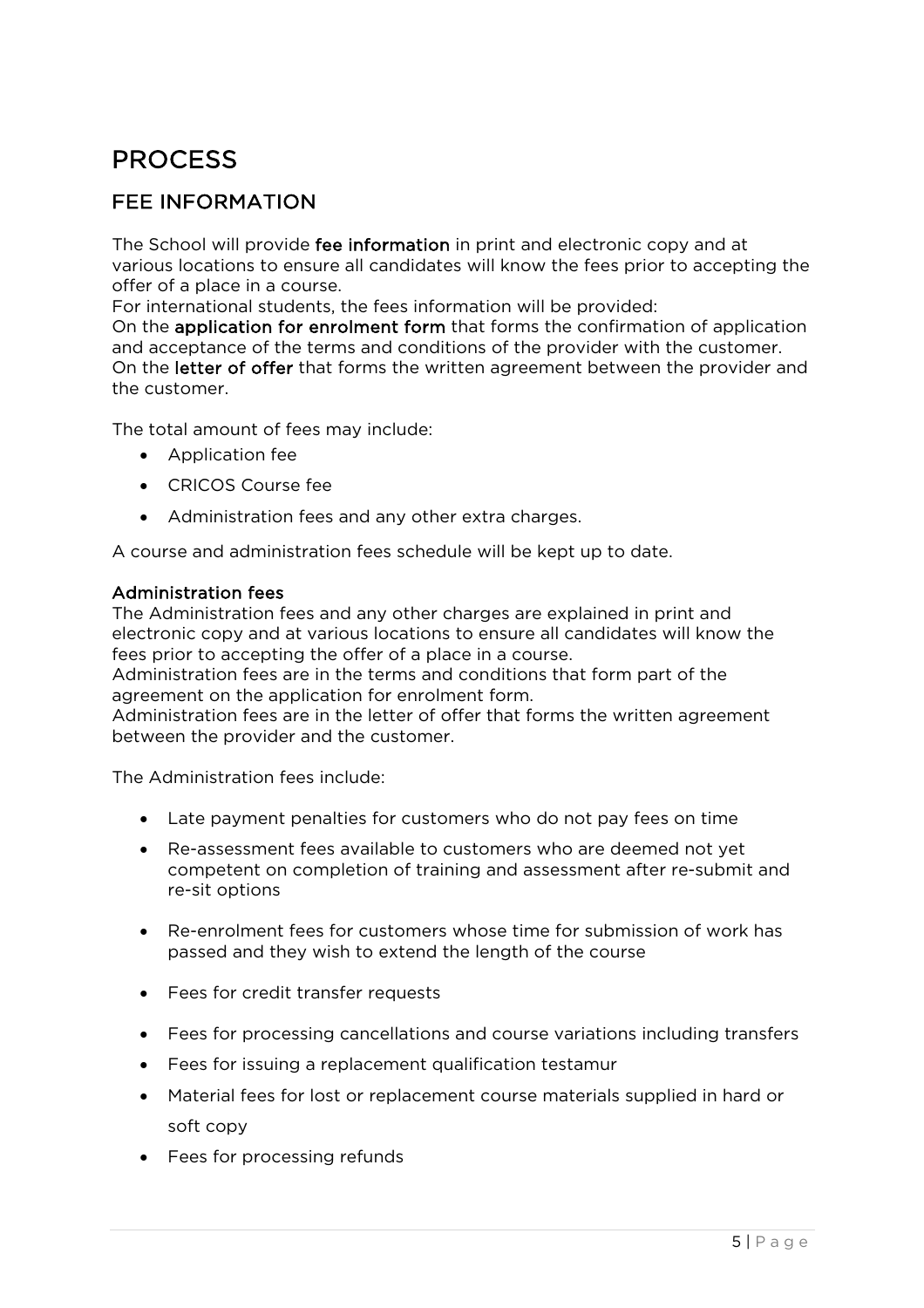# PROCESS

## FEE INFORMATION

The School will provide **fee information** in print and electronic copy and at various locations to ensure all candidates will know the fees prior to accepting the offer of a place in a course.
For international students, the fees information will be provided:
On the **application for enrolment form** that forms the confirmation of application and acceptance of the terms and conditions of the provider with the customer.
On the **letter of offer** that forms the written agreement between the provider and the customer.

The total amount of fees may include:

- Application fee
- CRICOS Course fee
- Administration fees and any other extra charges.

A course and administration fees schedule will be kept up to date.

**Administration fees**
The Administration fees and any other charges are explained in print and electronic copy and at various locations to ensure all candidates will know the fees prior to accepting the offer of a place in a course.
Administration fees are in the terms and conditions that form part of the agreement on the application for enrolment form.
Administration fees are in the letter of offer that forms the written agreement between the provider and the customer.

The Administration fees include:

- Late payment penalties for customers who do not pay fees on time
- Re-assessment fees available to customers who are deemed not yet competent on completion of training and assessment after re-submit and re-sit options
- Re-enrolment fees for customers whose time for submission of work has passed and they wish to extend the length of the course
- Fees for credit transfer requests
- Fees for processing cancellations and course variations including transfers
- Fees for issuing a replacement qualification testamur
- Material fees for lost or replacement course materials supplied in hard or soft copy
- Fees for processing refunds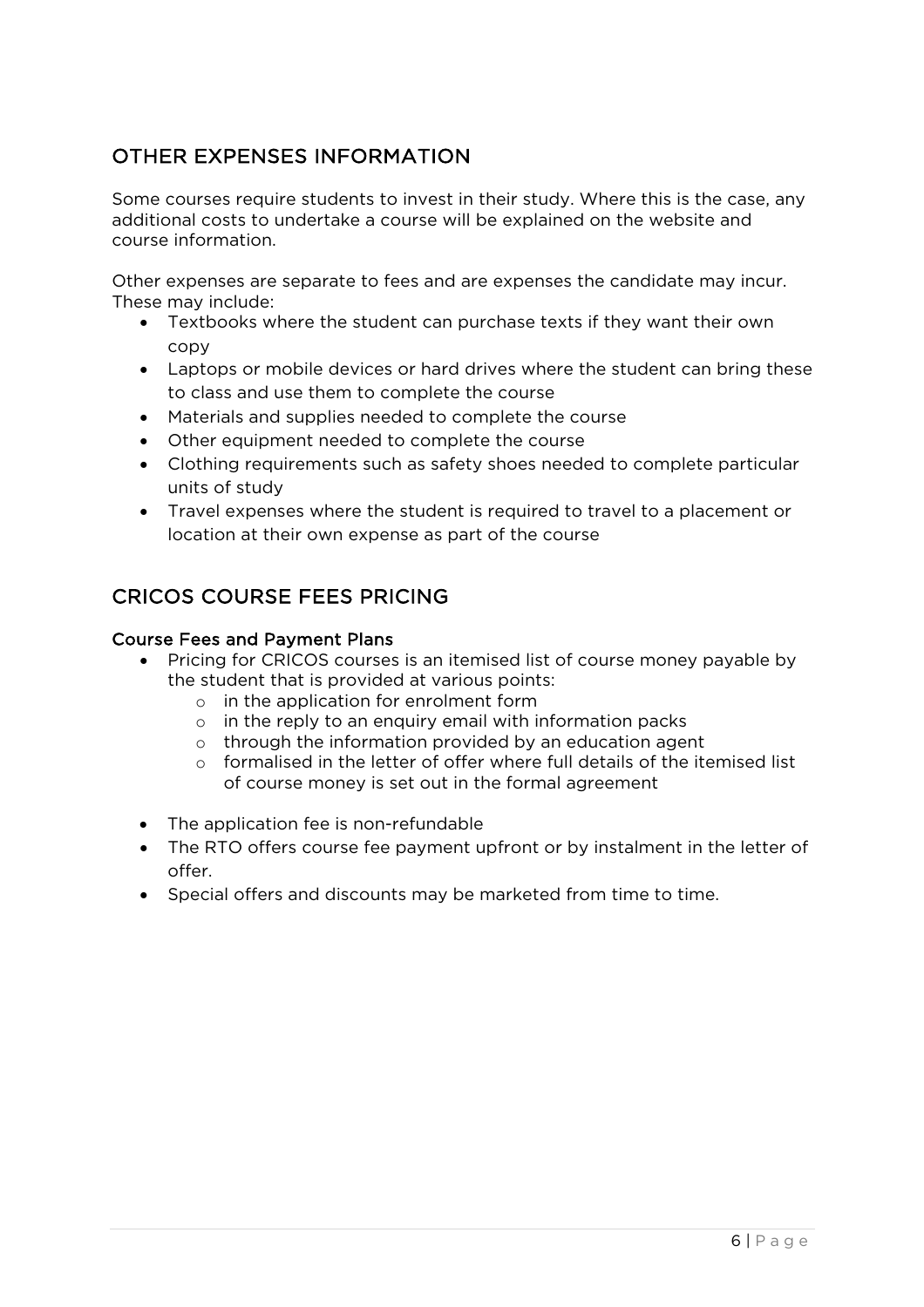## OTHER EXPENSES INFORMATION

Some courses require students to invest in their study. Where this is the case, any additional costs to undertake a course will be explained on the website and course information.

Other expenses are separate to fees and are expenses the candidate may incur. These may include:

- Textbooks where the student can purchase texts if they want their own copy
- Laptops or mobile devices or hard drives where the student can bring these to class and use them to complete the course
- Materials and supplies needed to complete the course
- Other equipment needed to complete the course
- Clothing requirements such as safety shoes needed to complete particular units of study
- Travel expenses where the student is required to travel to a placement or location at their own expense as part of the course

## CRICOS COURSE FEES PRICING

### Course Fees and Payment Plans

- Pricing for CRICOS courses is an itemised list of course money payable by the student that is provided at various points:
  - in the application for enrolment form
  - in the reply to an enquiry email with information packs
  - through the information provided by an education agent
  - formalised in the letter of offer where full details of the itemised list of course money is set out in the formal agreement

- The application fee is non-refundable
- The RTO offers course fee payment upfront or by instalment in the letter of offer.
- Special offers and discounts may be marketed from time to time.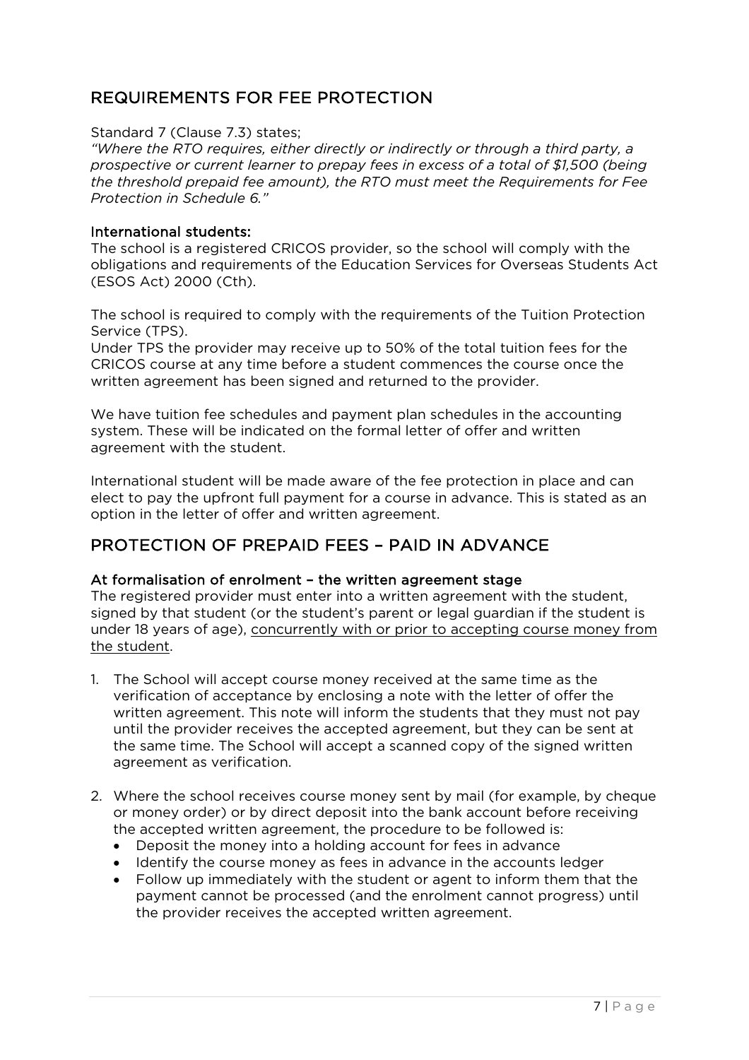## REQUIREMENTS FOR FEE PROTECTION

Standard 7 (Clause 7.3) states;

*"Where the RTO requires, either directly or indirectly or through a third party, a prospective or current learner to prepay fees in excess of a total of $1,500 (being the threshold prepaid fee amount), the RTO must meet the Requirements for Fee Protection in Schedule 6."*

**International students:**

The school is a registered CRICOS provider, so the school will comply with the obligations and requirements of the Education Services for Overseas Students Act (ESOS Act) 2000 (Cth).

The school is required to comply with the requirements of the Tuition Protection Service (TPS).

Under TPS the provider may receive up to 50% of the total tuition fees for the CRICOS course at any time before a student commences the course once the written agreement has been signed and returned to the provider.

We have tuition fee schedules and payment plan schedules in the accounting system. These will be indicated on the formal letter of offer and written agreement with the student.

International student will be made aware of the fee protection in place and can elect to pay the upfront full payment for a course in advance. This is stated as an option in the letter of offer and written agreement.

## PROTECTION OF PREPAID FEES – PAID IN ADVANCE

**At formalisation of enrolment – the written agreement stage**

The registered provider must enter into a written agreement with the student, signed by that student (or the student's parent or legal guardian if the student is under 18 years of age), <u>concurrently with or prior to accepting course money from the student</u>.

1. The School will accept course money received at the same time as the verification of acceptance by enclosing a note with the letter of offer the written agreement. This note will inform the students that they must not pay until the provider receives the accepted agreement, but they can be sent at the same time. The School will accept a scanned copy of the signed written agreement as verification.

2. Where the school receives course money sent by mail (for example, by cheque or money order) or by direct deposit into the bank account before receiving the accepted written agreement, the procedure to be followed is:
   - Deposit the money into a holding account for fees in advance
   - Identify the course money as fees in advance in the accounts ledger
   - Follow up immediately with the student or agent to inform them that the payment cannot be processed (and the enrolment cannot progress) until the provider receives the accepted written agreement.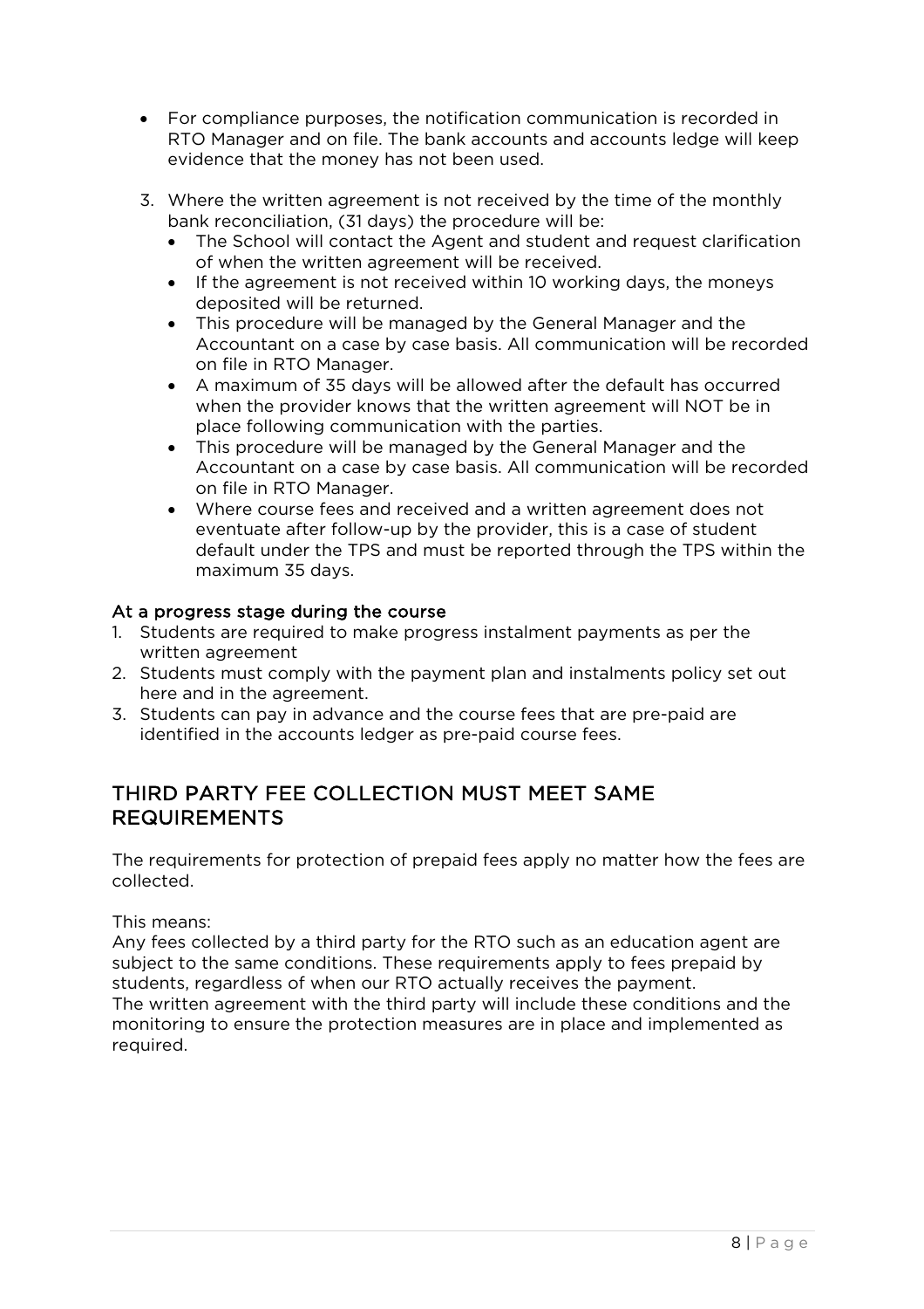- For compliance purposes, the notification communication is recorded in RTO Manager and on file. The bank accounts and accounts ledge will keep evidence that the money has not been used.

3. Where the written agreement is not received by the time of the monthly bank reconciliation, (31 days) the procedure will be:
    - The School will contact the Agent and student and request clarification of when the written agreement will be received.
    - If the agreement is not received within 10 working days, the moneys deposited will be returned.
    - This procedure will be managed by the General Manager and the Accountant on a case by case basis. All communication will be recorded on file in RTO Manager.
    - A maximum of 35 days will be allowed after the default has occurred when the provider knows that the written agreement will NOT be in place following communication with the parties.
    - This procedure will be managed by the General Manager and the Accountant on a case by case basis. All communication will be recorded on file in RTO Manager.
    - Where course fees and received and a written agreement does not eventuate after follow-up by the provider, this is a case of student default under the TPS and must be reported through the TPS within the maximum 35 days.

### At a progress stage during the course

1. Students are required to make progress instalment payments as per the written agreement
2. Students must comply with the payment plan and instalments policy set out here and in the agreement.
3. Students can pay in advance and the course fees that are pre-paid are identified in the accounts ledger as pre-paid course fees.

## THIRD PARTY FEE COLLECTION MUST MEET SAME REQUIREMENTS

The requirements for protection of prepaid fees apply no matter how the fees are collected.

This means:
Any fees collected by a third party for the RTO such as an education agent are subject to the same conditions. These requirements apply to fees prepaid by students, regardless of when our RTO actually receives the payment.
The written agreement with the third party will include these conditions and the monitoring to ensure the protection measures are in place and implemented as required.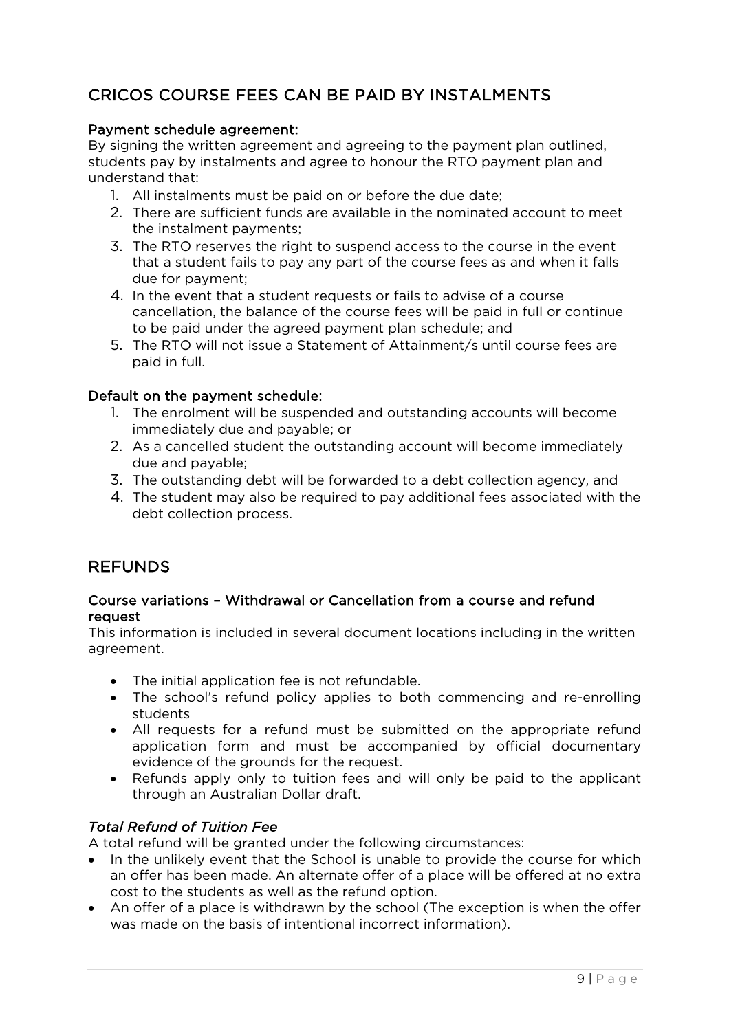## CRICOS COURSE FEES CAN BE PAID BY INSTALMENTS

**Payment schedule agreement:**

By signing the written agreement and agreeing to the payment plan outlined, students pay by instalments and agree to honour the RTO payment plan and understand that:

1. All instalments must be paid on or before the due date;
2. There are sufficient funds are available in the nominated account to meet the instalment payments;
3. The RTO reserves the right to suspend access to the course in the event that a student fails to pay any part of the course fees as and when it falls due for payment;
4. In the event that a student requests or fails to advise of a course cancellation, the balance of the course fees will be paid in full or continue to be paid under the agreed payment plan schedule; and
5. The RTO will not issue a Statement of Attainment/s until course fees are paid in full.

**Default on the payment schedule:**

1. The enrolment will be suspended and outstanding accounts will become immediately due and payable; or
2. As a cancelled student the outstanding account will become immediately due and payable;
3. The outstanding debt will be forwarded to a debt collection agency, and
4. The student may also be required to pay additional fees associated with the debt collection process.

## REFUNDS

**Course variations – Withdrawal or Cancellation from a course and refund request**

This information is included in several document locations including in the written agreement.

- The initial application fee is not refundable.
- The school's refund policy applies to both commencing and re-enrolling students
- All requests for a refund must be submitted on the appropriate refund application form and must be accompanied by official documentary evidence of the grounds for the request.
- Refunds apply only to tuition fees and will only be paid to the applicant through an Australian Dollar draft.

***Total Refund of Tuition Fee***

A total refund will be granted under the following circumstances:

- In the unlikely event that the School is unable to provide the course for which an offer has been made. An alternate offer of a place will be offered at no extra cost to the students as well as the refund option.
- An offer of a place is withdrawn by the school (The exception is when the offer was made on the basis of intentional incorrect information).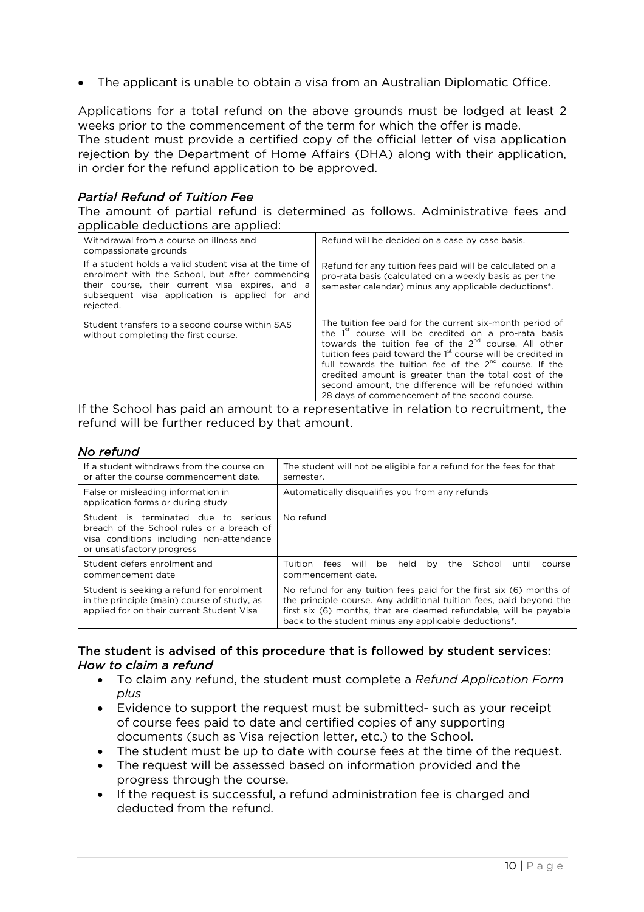- The applicant is unable to obtain a visa from an Australian Diplomatic Office.

Applications for a total refund on the above grounds must be lodged at least 2 weeks prior to the commencement of the term for which the offer is made.
The student must provide a certified copy of the official letter of visa application rejection by the Department of Home Affairs (DHA) along with their application, in order for the refund application to be approved.

### *Partial Refund of Tuition Fee*

The amount of partial refund is determined as follows. Administrative fees and applicable deductions are applied:

| | |
|---|---|
| Withdrawal from a course on illness and compassionate grounds | Refund will be decided on a case by case basis. |
| If a student holds a valid student visa at the time of enrolment with the School, but after commencing their course, their current visa expires, and a subsequent visa application is applied for and rejected. | Refund for any tuition fees paid will be calculated on a pro-rata basis (calculated on a weekly basis as per the semester calendar) minus any applicable deductions*. |
| Student transfers to a second course within SAS without completing the first course. | The tuition fee paid for the current six-month period of the 1st course will be credited on a pro-rata basis towards the tuition fee of the 2nd course. All other tuition fees paid toward the 1st course will be credited in full towards the tuition fee of the 2nd course. If the credited amount is greater than the total cost of the second amount, the difference will be refunded within 28 days of commencement of the second course. |

If the School has paid an amount to a representative in relation to recruitment, the refund will be further reduced by that amount.

### *No refund*

| | |
|---|---|
| If a student withdraws from the course on or after the course commencement date. | The student will not be eligible for a refund for the fees for that semester. |
| False or misleading information in application forms or during study | Automatically disqualifies you from any refunds |
| Student is terminated due to serious breach of the School rules or a breach of visa conditions including non-attendance or unsatisfactory progress | No refund |
| Student defers enrolment and commencement date | Tuition fees will be held by the School until course commencement date. |
| Student is seeking a refund for enrolment in the principle (main) course of study, as applied for on their current Student Visa | No refund for any tuition fees paid for the first six (6) months of the principle course. Any additional tuition fees, paid beyond the first six (6) months, that are deemed refundable, will be payable back to the student minus any applicable deductions*. |

### The student is advised of this procedure that is followed by student services:

### *How to claim a refund*

- To claim any refund, the student must complete a *Refund Application Form plus*
- Evidence to support the request must be submitted- such as your receipt of course fees paid to date and certified copies of any supporting documents (such as Visa rejection letter, etc.) to the School.
- The student must be up to date with course fees at the time of the request.
- The request will be assessed based on information provided and the progress through the course.
- If the request is successful, a refund administration fee is charged and deducted from the refund.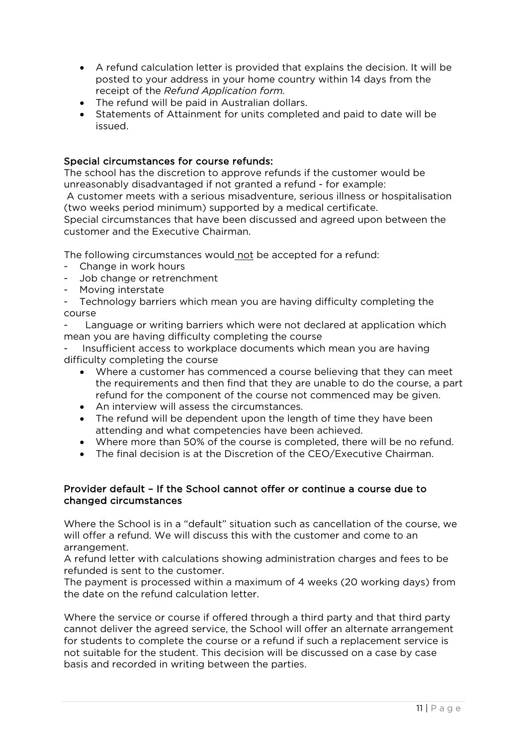- A refund calculation letter is provided that explains the decision. It will be posted to your address in your home country within 14 days from the receipt of the *Refund Application form.*
- The refund will be paid in Australian dollars.
- Statements of Attainment for units completed and paid to date will be issued.

### Special circumstances for course refunds:

The school has the discretion to approve refunds if the customer would be unreasonably disadvantaged if not granted a refund - for example:

A customer meets with a serious misadventure, serious illness or hospitalisation (two weeks period minimum) supported by a medical certificate.

Special circumstances that have been discussed and agreed upon between the customer and the Executive Chairman.

The following circumstances would not be accepted for a refund:

- Change in work hours
- Job change or retrenchment
- Moving interstate
- Technology barriers which mean you are having difficulty completing the course
- Language or writing barriers which were not declared at application which mean you are having difficulty completing the course
- Insufficient access to workplace documents which mean you are having difficulty completing the course
    - Where a customer has commenced a course believing that they can meet the requirements and then find that they are unable to do the course, a part refund for the component of the course not commenced may be given.
    - An interview will assess the circumstances.
    - The refund will be dependent upon the length of time they have been attending and what competencies have been achieved.
    - Where more than 50% of the course is completed, there will be no refund.
    - The final decision is at the Discretion of the CEO/Executive Chairman.

### Provider default – If the School cannot offer or continue a course due to changed circumstances

Where the School is in a "default" situation such as cancellation of the course, we will offer a refund. We will discuss this with the customer and come to an arrangement.

A refund letter with calculations showing administration charges and fees to be refunded is sent to the customer.

The payment is processed within a maximum of 4 weeks (20 working days) from the date on the refund calculation letter.

Where the service or course if offered through a third party and that third party cannot deliver the agreed service, the School will offer an alternate arrangement for students to complete the course or a refund if such a replacement service is not suitable for the student. This decision will be discussed on a case by case basis and recorded in writing between the parties.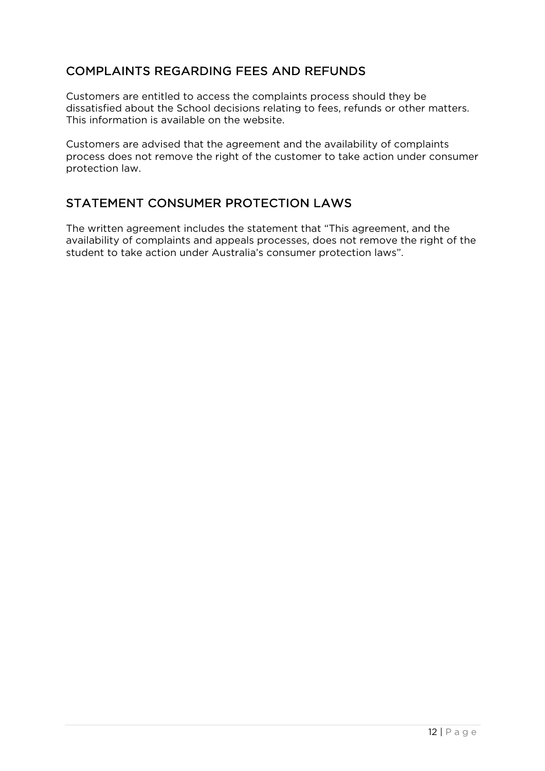## COMPLAINTS REGARDING FEES AND REFUNDS

Customers are entitled to access the complaints process should they be dissatisfied about the School decisions relating to fees, refunds or other matters. This information is available on the website.

Customers are advised that the agreement and the availability of complaints process does not remove the right of the customer to take action under consumer protection law.

## STATEMENT CONSUMER PROTECTION LAWS

The written agreement includes the statement that "This agreement, and the availability of complaints and appeals processes, does not remove the right of the student to take action under Australia's consumer protection laws".